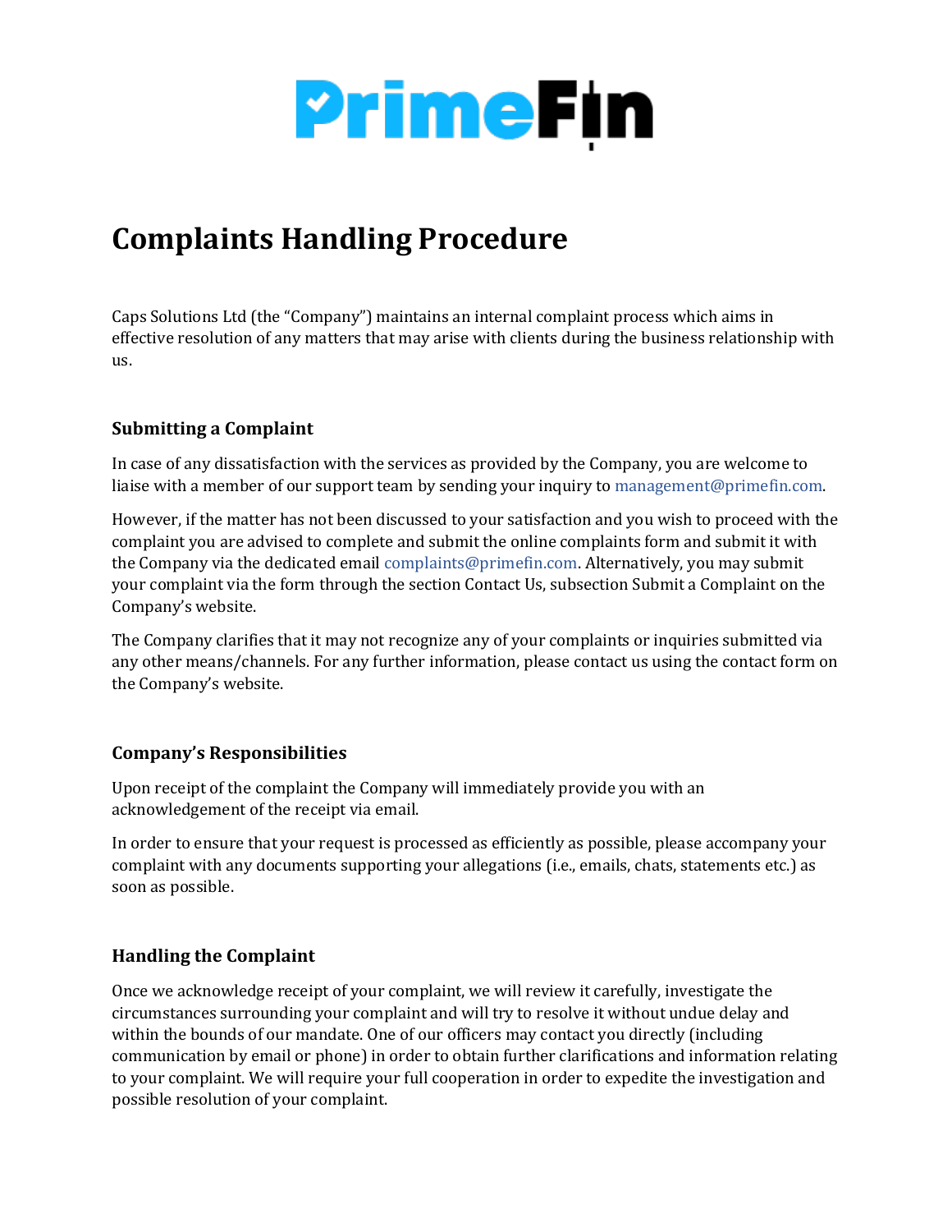# Complaints Handling Procedure

Caps Solutions Ltd (the "Company") maintains an internal complaint process which aims in effective resolution of any matters that may arise with clients during the business relationship with us.

### Submitting a Complaint

In case of any dissatisfaction with the services as provided by the Company, you are welcome to liaise with a member of our support team by sending your inquiry to management@primefin.com.

However, if the matter has not been discussed to your satisfaction and you wish to proceed with the complaint you are advised to complete and submit the online complaints form and submit it with the Company via the dedicated email complaints@primefin.com. Alternatively, you may submit your complaint via the form through the section Contact Us, subsection Submit a Complaint on the Company's website.

The Company clarifies that it may not recognize any of your complaints or inquiries submitted via any other means/channels. For any further information, please contact us using the contact form on the Company's website.

### Company's Responsibilities

Upon receipt of the complaint the Company will immediately provide you with an acknowledgement of the receipt via email.

In order to ensure that your request is processed as efficiently as possible, please accompany your complaint with any documents supporting your allegations (i.e., emails, chats, statements etc.) as soon as possible.

### Handling the Complaint

Once we acknowledge receipt of your complaint, we will review it carefully, investigate the circumstances surrounding your complaint and will try to resolve it without undue delay and within the bounds of our mandate. One of our officers may contact you directly (including communication by email or phone) in order to obtain further clarifications and information relating to your complaint. We will require your full cooperation in order to expedite the investigation and possible resolution of your complaint.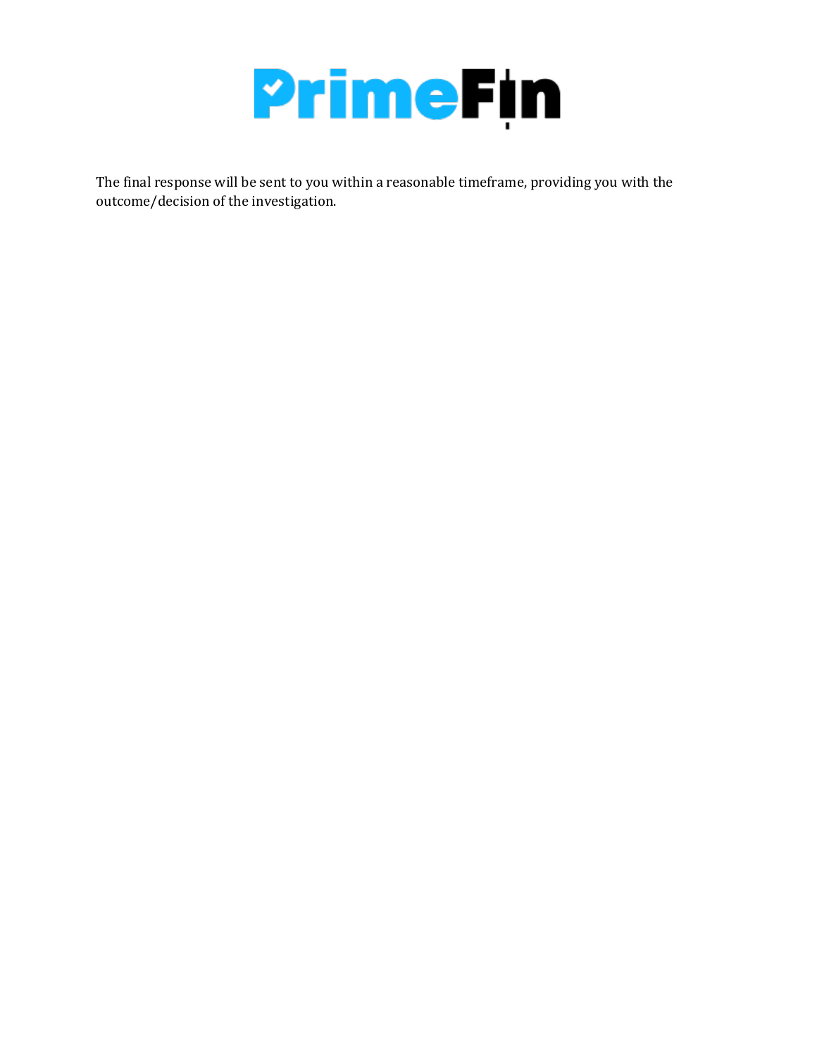The final response will be sent to you within a reasonable timeframe, providing you with the outcome/decision of the investigation.